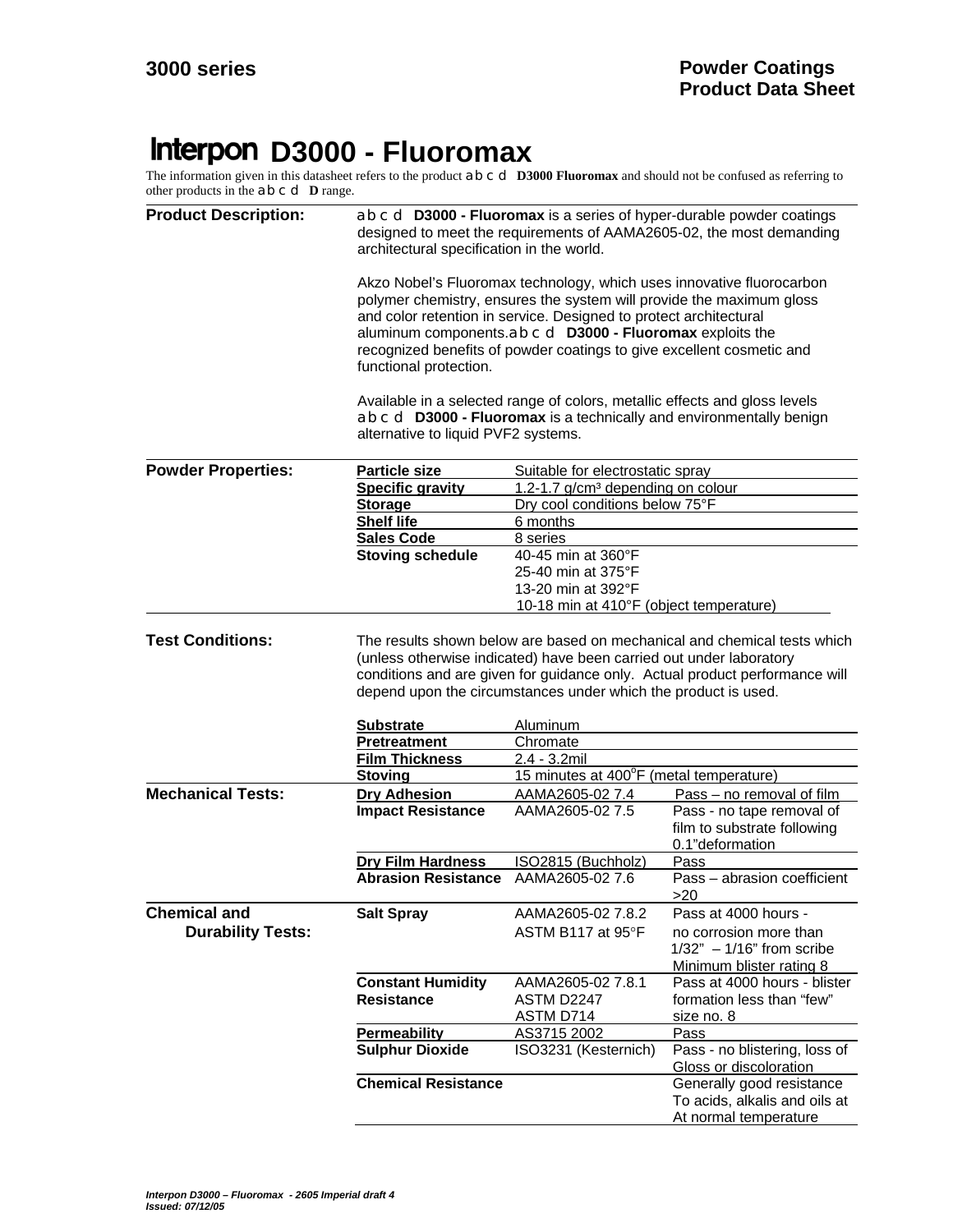**3000 series** | **Powder Coatings Product Data Sheet**

# Interpon D3000 - Fluoromax

The information given in this datasheet refers to the product abcd **D3000 Fluoromax** and should not be confused as referring to other products in the abcd **D** range.

**Product Description:**

abcd **D3000 - Fluoromax** is a series of hyper-durable powder coatings designed to meet the requirements of AAMA2605-02, the most demanding architectural specification in the world.

Akzo Nobel's Fluoromax technology, which uses innovative fluorocarbon polymer chemistry, ensures the system will provide the maximum gloss and color retention in service. Designed to protect architectural aluminum components.abcd **D3000 - Fluoromax** exploits the recognized benefits of powder coatings to give excellent cosmetic and functional protection.

Available in a selected range of colors, metallic effects and gloss levels abcd **D3000 - Fluoromax** is a technically and environmentally benign alternative to liquid PVF2 systems.

**Powder Properties:**

| | |
|---|---|
| **Particle size** | Suitable for electrostatic spray |
| **Specific gravity** | 1.2-1.7 g/cm³ depending on colour |
| **Storage** | Dry cool conditions below 75°F |
| **Shelf life** | 6 months |
| **Sales Code** | 8 series |
| **Stoving schedule** | 40-45 min at 360°F<br>25-40 min at 375°F<br>13-20 min at 392°F<br>10-18 min at 410°F (object temperature) |

**Test Conditions:**

The results shown below are based on mechanical and chemical tests which (unless otherwise indicated) have been carried out under laboratory conditions and are given for guidance only. Actual product performance will depend upon the circumstances under which the product is used.

| | |
|---|---|
| **Substrate** | Aluminum |
| **Pretreatment** | Chromate |
| **Film Thickness** | 2.4 - 3.2mil |
| **Stoving** | 15 minutes at 400°F (metal temperature) |

**Mechanical Tests:**

| | | |
|---|---|---|
| **Dry Adhesion** | AAMA2605-02 7.4 | Pass – no removal of film |
| **Impact Resistance** | AAMA2605-02 7.5 | Pass - no tape removal of film to substrate following 0.1"deformation |
| **Dry Film Hardness** | ISO2815 (Buchholz) | Pass |
| **Abrasion Resistance** | AAMA2605-02 7.6 | Pass – abrasion coefficient >20 |

**Chemical and Durability Tests:**

| | | |
|---|---|---|
| **Salt Spray** | AAMA2605-02 7.8.2<br>ASTM B117 at 95°F | Pass at 4000 hours - no corrosion more than 1/32" – 1/16" from scribe Minimum blister rating 8 |
| **Constant Humidity Resistance** | AAMA2605-02 7.8.1<br>ASTM D2247<br>ASTM D714 | Pass at 4000 hours - blister formation less than "few" size no. 8 |
| **Permeability** | AS3715 2002 | Pass |
| **Sulphur Dioxide** | ISO3231 (Kesternich) | Pass - no blistering, loss of Gloss or discoloration |
| **Chemical Resistance** | | Generally good resistance To acids, alkalis and oils at At normal temperature |

*Interpon D3000 – Fluoromax - 2605 Imperial draft 4*
*Issued: 07/12/05*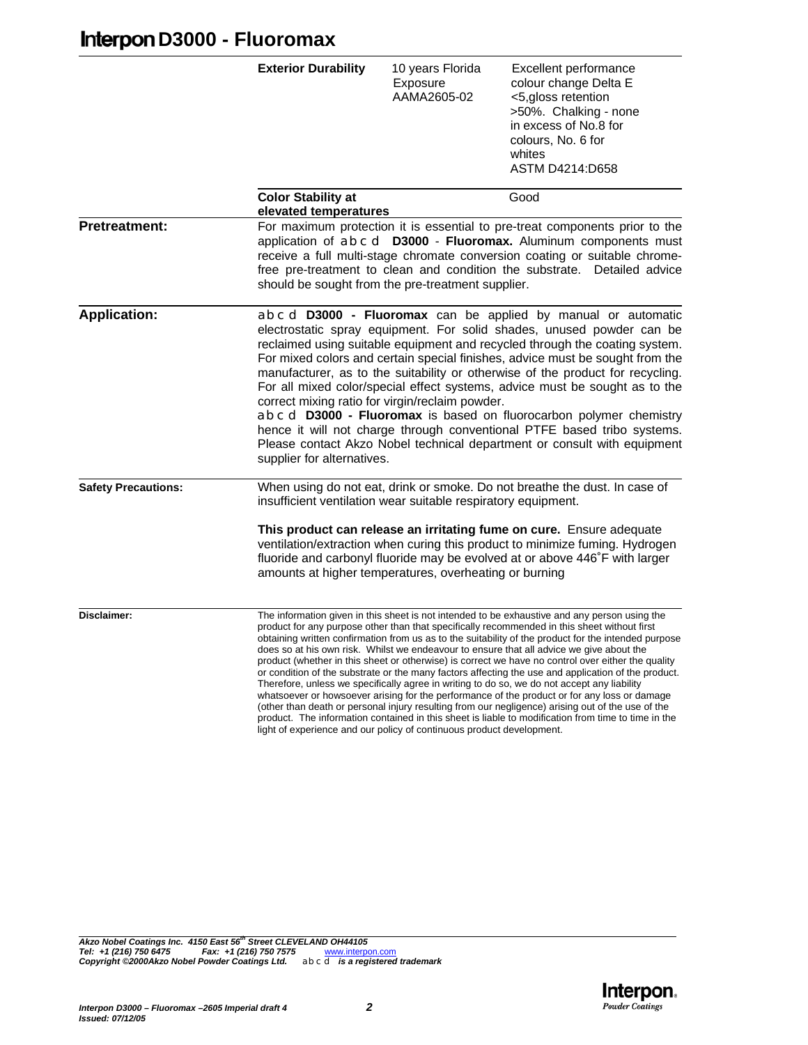# Interpon D3000 - Fluoromax

| | | | |
|---|---|---|---|
| | **Exterior Durability** | 10 years Florida Exposure AAMA2605-02 | Excellent performance colour change Delta E <5,gloss retention >50%. Chalking - none in excess of No.8 for colours, No. 6 for whites ASTM D4214:D658 |
| | **Color Stability at elevated temperatures** | | Good |

**Pretreatment:**

For maximum protection it is essential to pre-treat components prior to the application of abcd **D3000** - **Fluoromax.** Aluminum components must receive a full multi-stage chromate conversion coating or suitable chrome-free pre-treatment to clean and condition the substrate. Detailed advice should be sought from the pre-treatment supplier.

**Application:**

abcd **D3000 - Fluoromax** can be applied by manual or automatic electrostatic spray equipment. For solid shades, unused powder can be reclaimed using suitable equipment and recycled through the coating system. For mixed colors and certain special finishes, advice must be sought from the manufacturer, as to the suitability or otherwise of the product for recycling. For all mixed color/special effect systems, advice must be sought as to the correct mixing ratio for virgin/reclaim powder.
abcd **D3000 - Fluoromax** is based on fluorocarbon polymer chemistry hence it will not charge through conventional PTFE based tribo systems. Please contact Akzo Nobel technical department or consult with equipment supplier for alternatives.

**Safety Precautions:**

When using do not eat, drink or smoke. Do not breathe the dust. In case of insufficient ventilation wear suitable respiratory equipment.

**This product can release an irritating fume on cure.** Ensure adequate ventilation/extraction when curing this product to minimize fuming. Hydrogen fluoride and carbonyl fluoride may be evolved at or above 446˚F with larger amounts at higher temperatures, overheating or burning

**Disclaimer:**

The information given in this sheet is not intended to be exhaustive and any person using the product for any purpose other than that specifically recommended in this sheet without first obtaining written confirmation from us as to the suitability of the product for the intended purpose does so at his own risk. Whilst we endeavour to ensure that all advice we give about the product (whether in this sheet or otherwise) is correct we have no control over either the quality or condition of the substrate or the many factors affecting the use and application of the product. Therefore, unless we specifically agree in writing to do so, we do not accept any liability whatsoever or howsoever arising for the performance of the product or for any loss or damage (other than death or personal injury resulting from our negligence) arising out of the use of the product. The information contained in this sheet is liable to modification from time to time in the light of experience and our policy of continuous product development.

***Akzo Nobel Coatings Inc. 4150 East 56th Street CLEVELAND OH44105***
***Tel: +1 (216) 750 6475 Fax: +1 (216) 750 7575*** www.interpon.com
***Copyright ©2000Akzo Nobel Powder Coatings Ltd.*** abcd ***is a registered trademark***

Interpon. Powder Coatings

***Interpon D3000 – Fluoromax –2605 Imperial draft 4***
***Issued: 07/12/05***